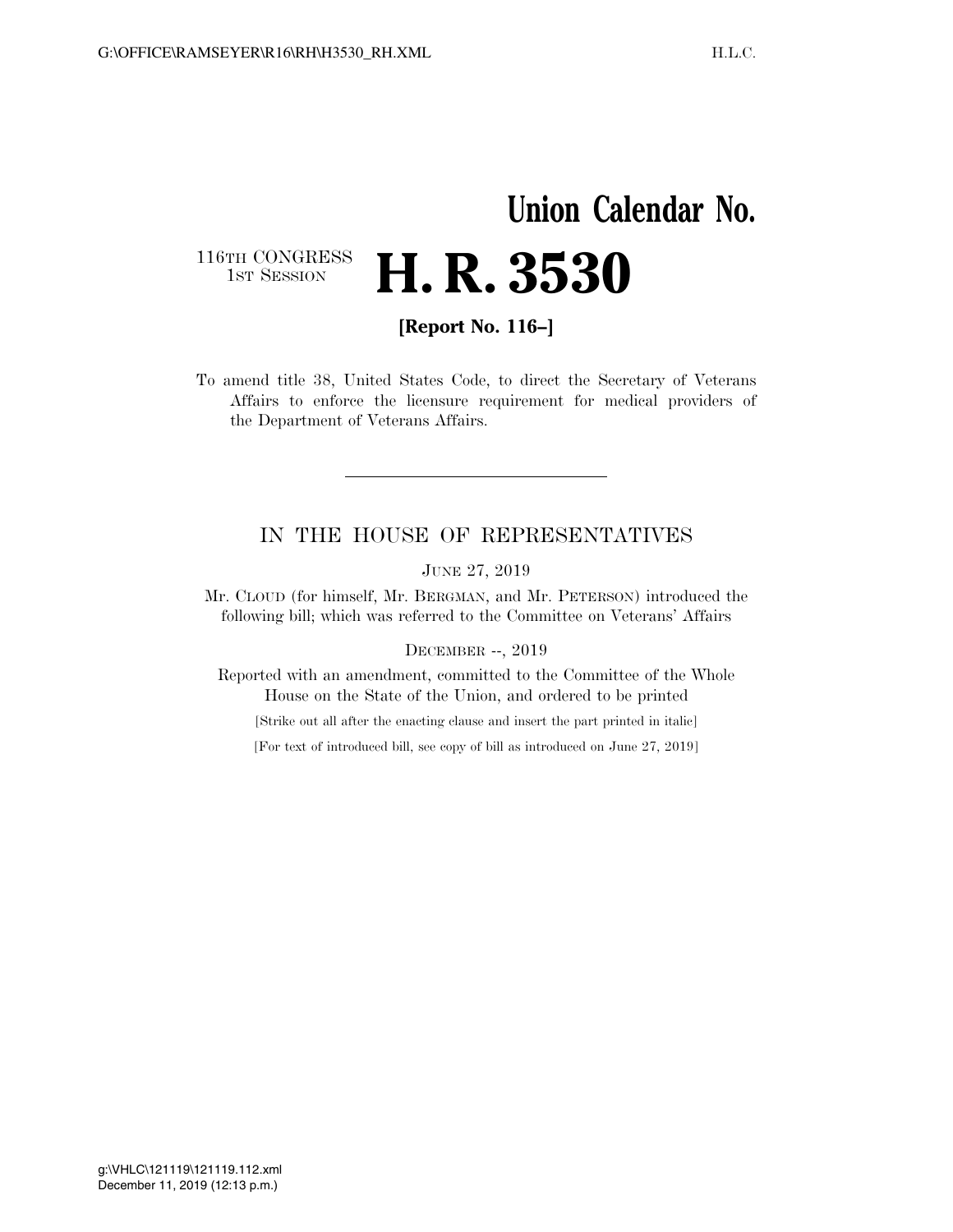# Union Calendar No.

116TH CONGRESS
1ST SESSION

# H. R. 3530

**[Report No. 116–]**

To amend title 38, United States Code, to direct the Secretary of Veterans Affairs to enforce the licensure requirement for medical providers of the Department of Veterans Affairs.

---

## IN THE HOUSE OF REPRESENTATIVES

JUNE 27, 2019

Mr. CLOUD (for himself, Mr. BERGMAN, and Mr. PETERSON) introduced the following bill; which was referred to the Committee on Veterans' Affairs

DECEMBER --, 2019

Reported with an amendment, committed to the Committee of the Whole House on the State of the Union, and ordered to be printed

[Strike out all after the enacting clause and insert the part printed in italic]

[For text of introduced bill, see copy of bill as introduced on June 27, 2019]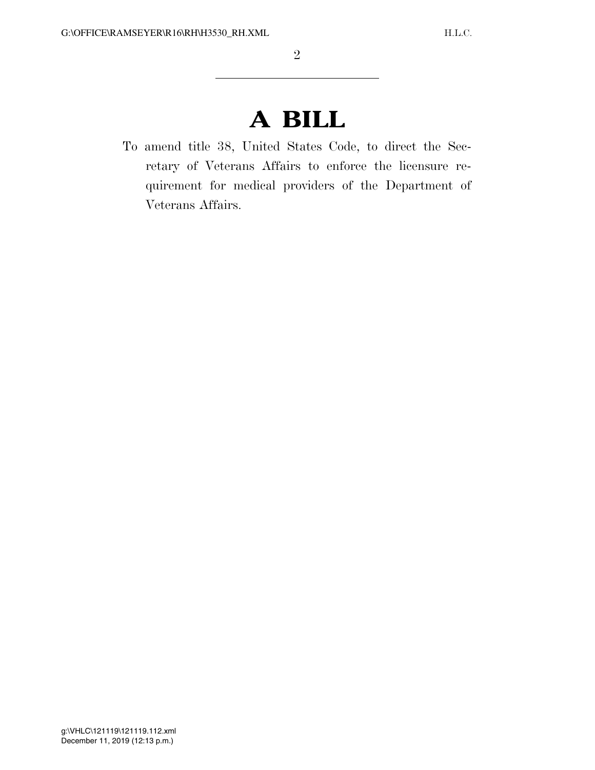# A BILL

To amend title 38, United States Code, to direct the Secretary of Veterans Affairs to enforce the licensure requirement for medical providers of the Department of Veterans Affairs.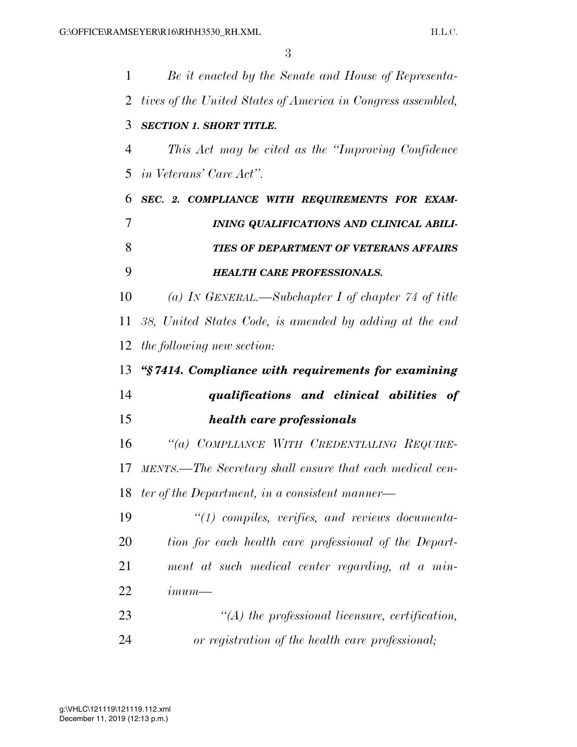*Be it enacted by the Senate and House of Representatives of the United States of America in Congress assembled,*

***SECTION 1. SHORT TITLE.***

*This Act may be cited as the "Improving Confidence in Veterans' Care Act".*

***SEC. 2. COMPLIANCE WITH REQUIREMENTS FOR EXAMINING QUALIFICATIONS AND CLINICAL ABILITIES OF DEPARTMENT OF VETERANS AFFAIRS HEALTH CARE PROFESSIONALS.***

*(a) IN GENERAL.—Subchapter I of chapter 74 of title 38, United States Code, is amended by adding at the end the following new section:*

***"§ 7414. Compliance with requirements for examining qualifications and clinical abilities of health care professionals***

*"(a) COMPLIANCE WITH CREDENTIALING REQUIREMENTS.—The Secretary shall ensure that each medical center of the Department, in a consistent manner—*

*"(1) compiles, verifies, and reviews documentation for each health care professional of the Department at such medical center regarding, at a minimum—*

*"(A) the professional licensure, certification, or registration of the health care professional;*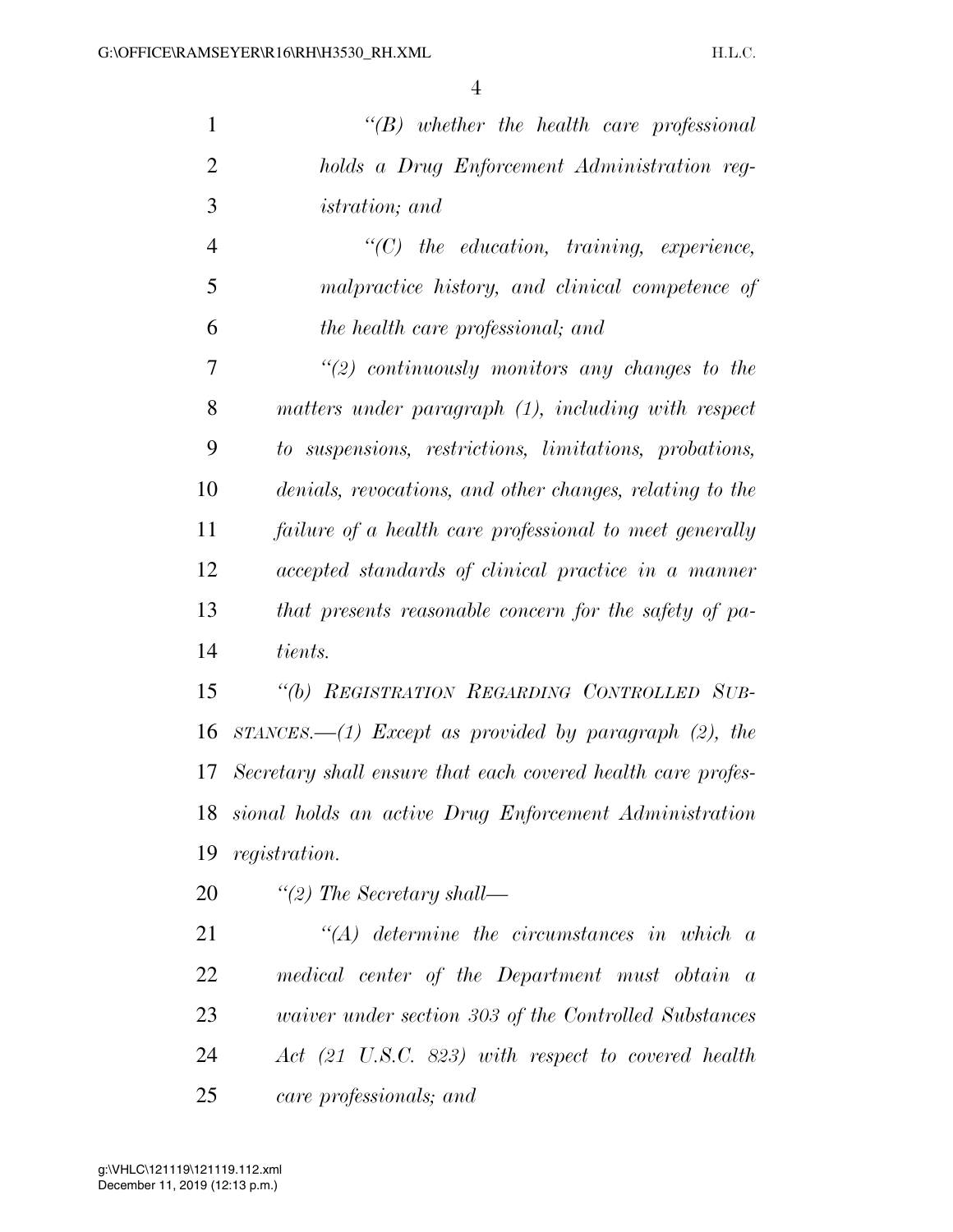*"(B) whether the health care professional holds a Drug Enforcement Administration registration; and*

*"(C) the education, training, experience, malpractice history, and clinical competence of the health care professional; and*

*"(2) continuously monitors any changes to the matters under paragraph (1), including with respect to suspensions, restrictions, limitations, probations, denials, revocations, and other changes, relating to the failure of a health care professional to meet generally accepted standards of clinical practice in a manner that presents reasonable concern for the safety of patients.*

*"(b) REGISTRATION REGARDING CONTROLLED SUBSTANCES.—(1) Except as provided by paragraph (2), the Secretary shall ensure that each covered health care professional holds an active Drug Enforcement Administration registration.*

*"(2) The Secretary shall—*

*"(A) determine the circumstances in which a medical center of the Department must obtain a waiver under section 303 of the Controlled Substances Act (21 U.S.C. 823) with respect to covered health care professionals; and*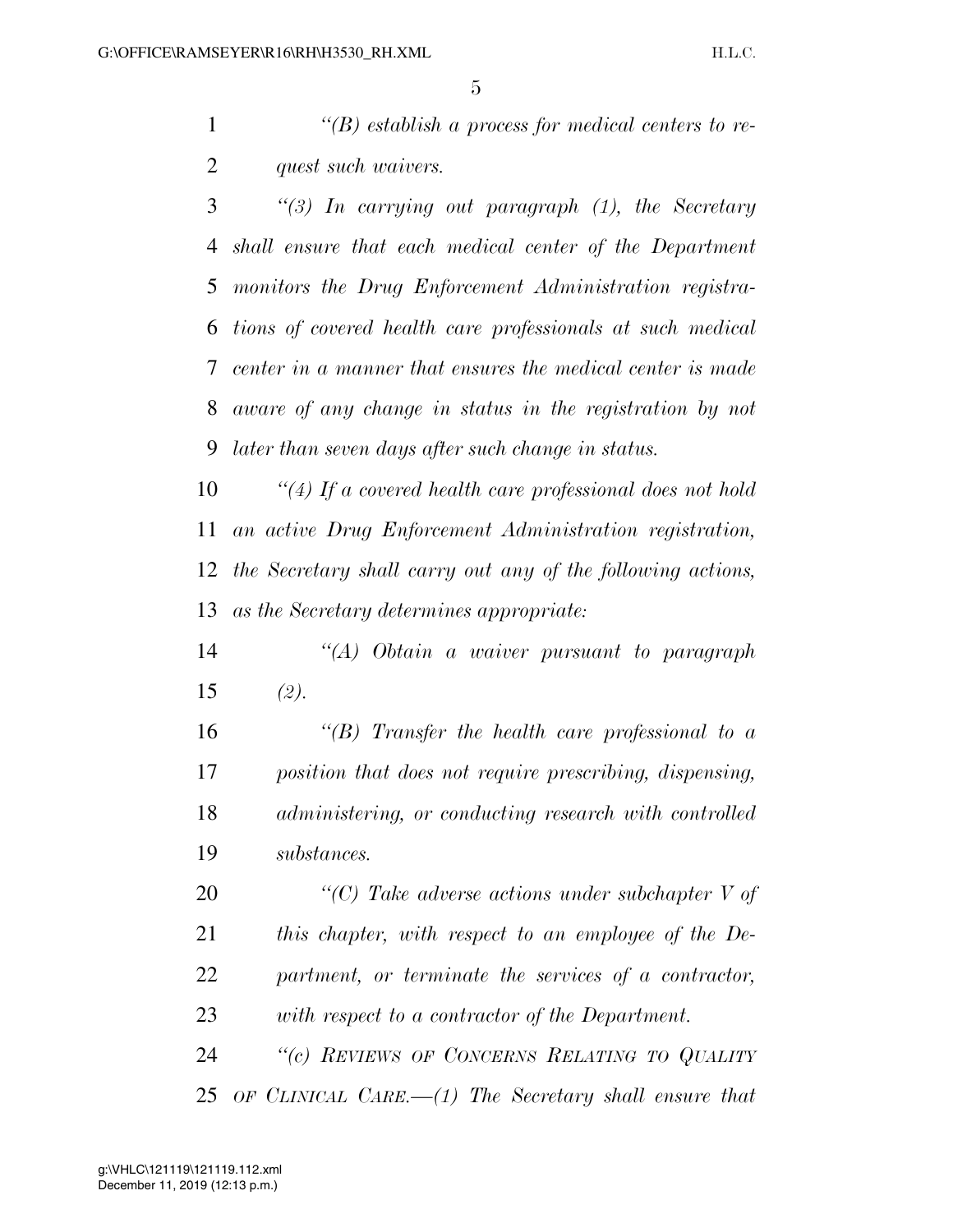*"(B) establish a process for medical centers to request such waivers.*

*"(3) In carrying out paragraph (1), the Secretary shall ensure that each medical center of the Department monitors the Drug Enforcement Administration registrations of covered health care professionals at such medical center in a manner that ensures the medical center is made aware of any change in status in the registration by not later than seven days after such change in status.*

*"(4) If a covered health care professional does not hold an active Drug Enforcement Administration registration, the Secretary shall carry out any of the following actions, as the Secretary determines appropriate:*

*"(A) Obtain a waiver pursuant to paragraph (2).*

*"(B) Transfer the health care professional to a position that does not require prescribing, dispensing, administering, or conducting research with controlled substances.*

*"(C) Take adverse actions under subchapter V of this chapter, with respect to an employee of the Department, or terminate the services of a contractor, with respect to a contractor of the Department.*

*"(c) REVIEWS OF CONCERNS RELATING TO QUALITY OF CLINICAL CARE.—(1) The Secretary shall ensure that*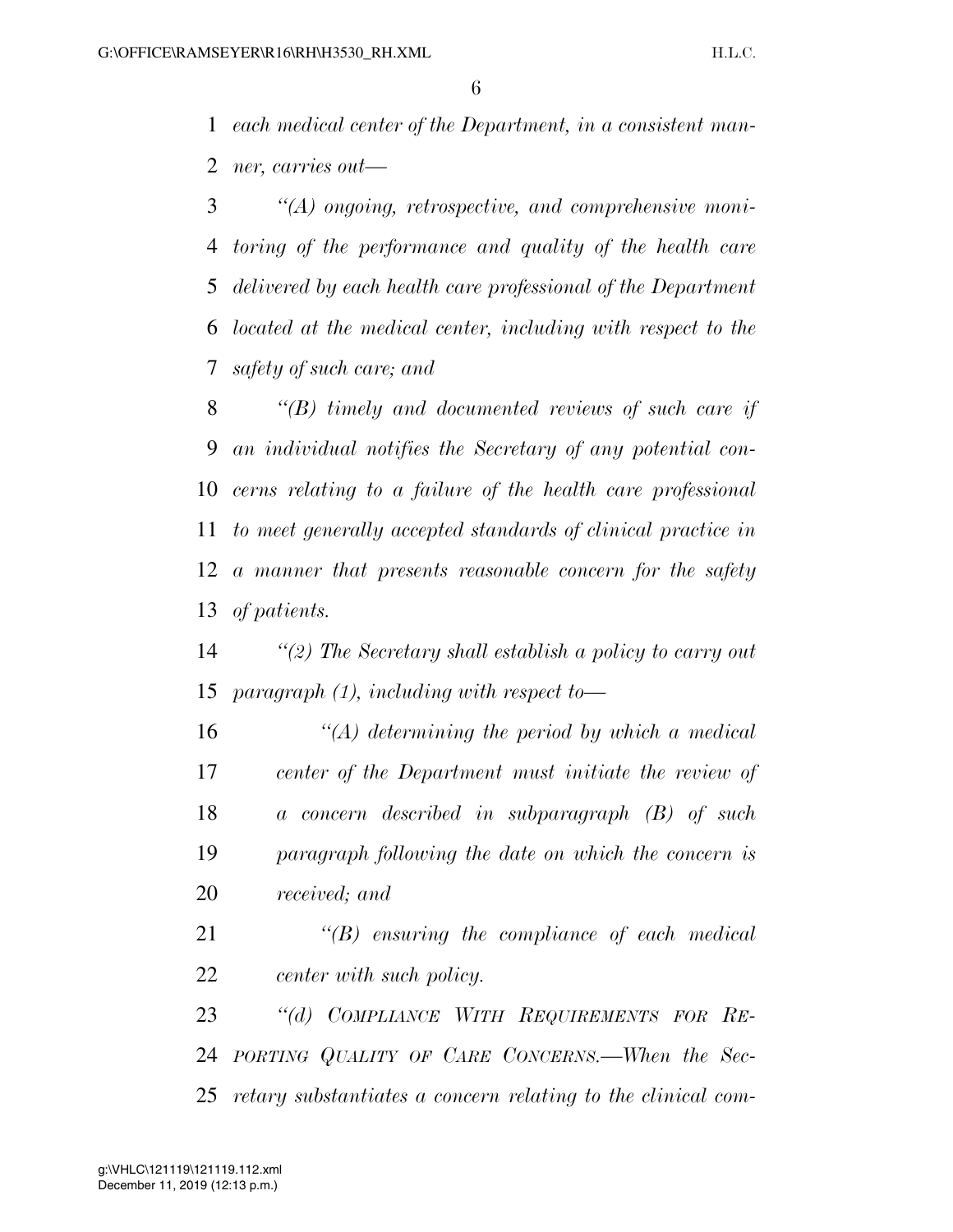*each medical center of the Department, in a consistent manner, carries out—*

*"(A) ongoing, retrospective, and comprehensive monitoring of the performance and quality of the health care delivered by each health care professional of the Department located at the medical center, including with respect to the safety of such care; and*

*"(B) timely and documented reviews of such care if an individual notifies the Secretary of any potential concerns relating to a failure of the health care professional to meet generally accepted standards of clinical practice in a manner that presents reasonable concern for the safety of patients.*

*"(2) The Secretary shall establish a policy to carry out paragraph (1), including with respect to—*

*"(A) determining the period by which a medical center of the Department must initiate the review of a concern described in subparagraph (B) of such paragraph following the date on which the concern is received; and*

*"(B) ensuring the compliance of each medical center with such policy.*

*"(d) COMPLIANCE WITH REQUIREMENTS FOR REPORTING QUALITY OF CARE CONCERNS.—When the Secretary substantiates a concern relating to the clinical com-*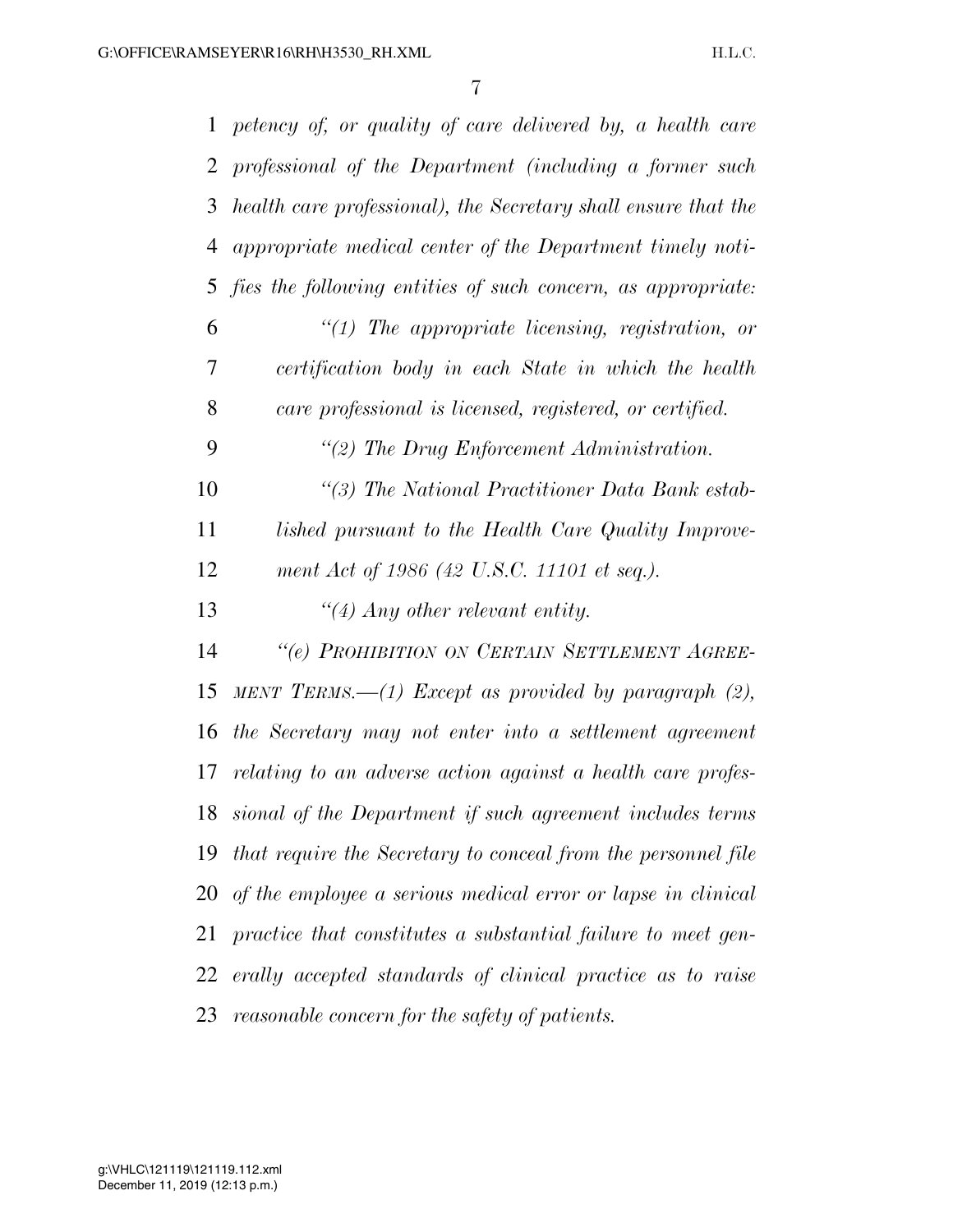*petency of, or quality of care delivered by, a health care professional of the Department (including a former such health care professional), the Secretary shall ensure that the appropriate medical center of the Department timely notifies the following entities of such concern, as appropriate:*

*"(1) The appropriate licensing, registration, or certification body in each State in which the health care professional is licensed, registered, or certified.*

*"(2) The Drug Enforcement Administration.*

*"(3) The National Practitioner Data Bank established pursuant to the Health Care Quality Improvement Act of 1986 (42 U.S.C. 11101 et seq.).*

*"(4) Any other relevant entity.*

*"(e) PROHIBITION ON CERTAIN SETTLEMENT AGREEMENT TERMS.—(1) Except as provided by paragraph (2), the Secretary may not enter into a settlement agreement relating to an adverse action against a health care professional of the Department if such agreement includes terms that require the Secretary to conceal from the personnel file of the employee a serious medical error or lapse in clinical practice that constitutes a substantial failure to meet generally accepted standards of clinical practice as to raise reasonable concern for the safety of patients.*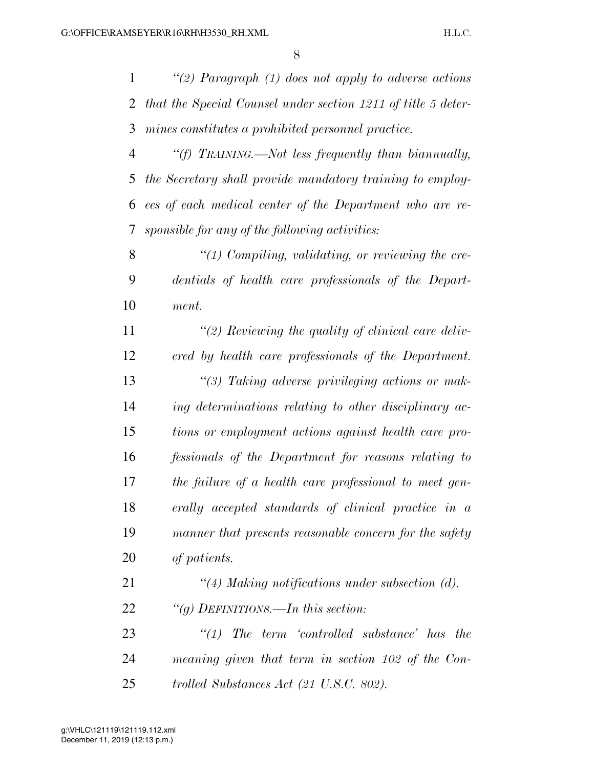*"(2) Paragraph (1) does not apply to adverse actions that the Special Counsel under section 1211 of title 5 determines constitutes a prohibited personnel practice.*

*"(f) TRAINING.—Not less frequently than biannually, the Secretary shall provide mandatory training to employees of each medical center of the Department who are responsible for any of the following activities:*

*"(1) Compiling, validating, or reviewing the credentials of health care professionals of the Department.*

*"(2) Reviewing the quality of clinical care delivered by health care professionals of the Department.*

*"(3) Taking adverse privileging actions or making determinations relating to other disciplinary actions or employment actions against health care professionals of the Department for reasons relating to the failure of a health care professional to meet generally accepted standards of clinical practice in a manner that presents reasonable concern for the safety of patients.*

*"(4) Making notifications under subsection (d).*

*"(g) DEFINITIONS.—In this section:*

*"(1) The term 'controlled substance' has the meaning given that term in section 102 of the Controlled Substances Act (21 U.S.C. 802).*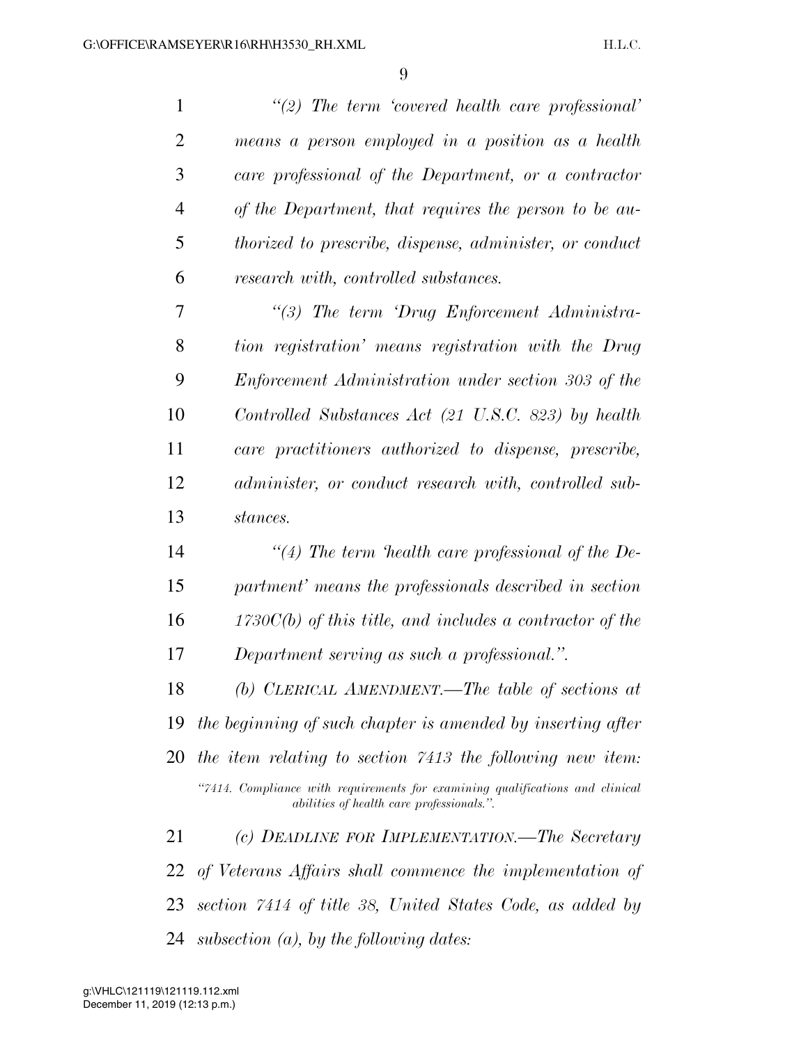*“(2) The term ‘covered health care professional’ means a person employed in a position as a health care professional of the Department, or a contractor of the Department, that requires the person to be authorized to prescribe, dispense, administer, or conduct research with, controlled substances.*

*“(3) The term ‘Drug Enforcement Administration registration’ means registration with the Drug Enforcement Administration under section 303 of the Controlled Substances Act (21 U.S.C. 823) by health care practitioners authorized to dispense, prescribe, administer, or conduct research with, controlled substances.*

*“(4) The term ‘health care professional of the Department’ means the professionals described in section 1730C(b) of this title, and includes a contractor of the Department serving as such a professional.”.*

*(b) CLERICAL AMENDMENT.—The table of sections at the beginning of such chapter is amended by inserting after the item relating to section 7413 the following new item:*

*“7414. Compliance with requirements for examining qualifications and clinical abilities of health care professionals.”.*

*(c) DEADLINE FOR IMPLEMENTATION.—The Secretary of Veterans Affairs shall commence the implementation of section 7414 of title 38, United States Code, as added by subsection (a), by the following dates:*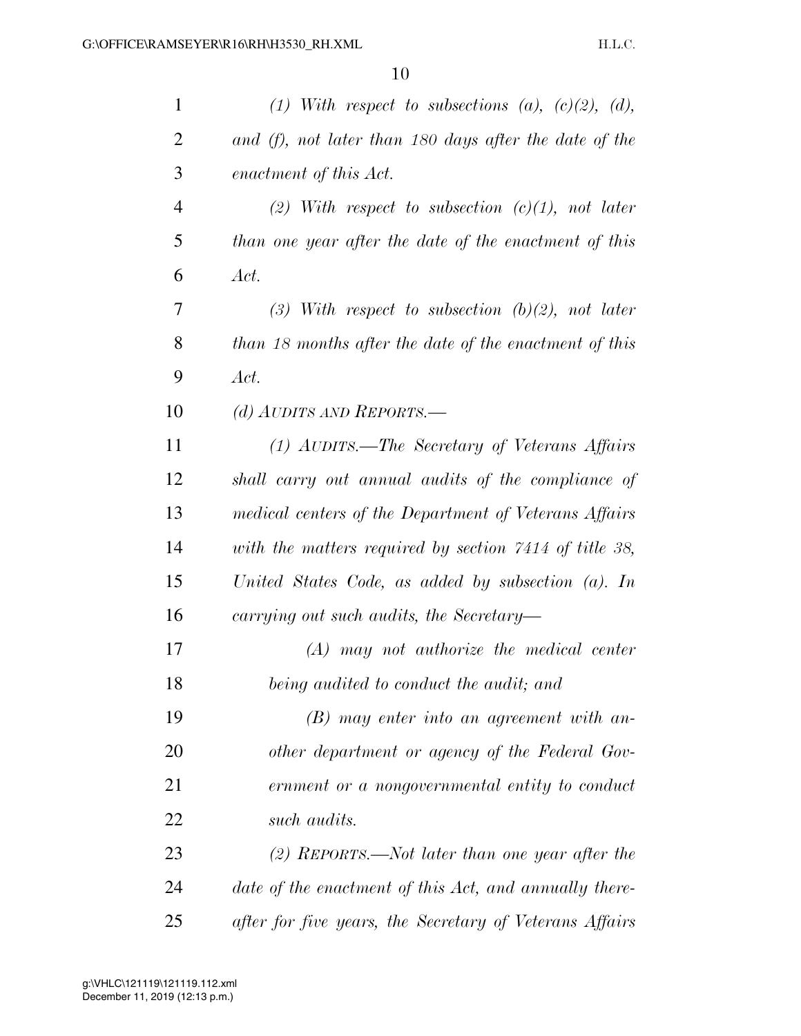*(1) With respect to subsections (a), (c)(2), (d), and (f), not later than 180 days after the date of the enactment of this Act.*

*(2) With respect to subsection (c)(1), not later than one year after the date of the enactment of this Act.*

*(3) With respect to subsection (b)(2), not later than 18 months after the date of the enactment of this Act.*

*(d) AUDITS AND REPORTS.—*

*(1) AUDITS.—The Secretary of Veterans Affairs shall carry out annual audits of the compliance of medical centers of the Department of Veterans Affairs with the matters required by section 7414 of title 38, United States Code, as added by subsection (a). In carrying out such audits, the Secretary—*

*(A) may not authorize the medical center being audited to conduct the audit; and*

*(B) may enter into an agreement with another department or agency of the Federal Government or a nongovernmental entity to conduct such audits.*

*(2) REPORTS.—Not later than one year after the date of the enactment of this Act, and annually thereafter for five years, the Secretary of Veterans Affairs*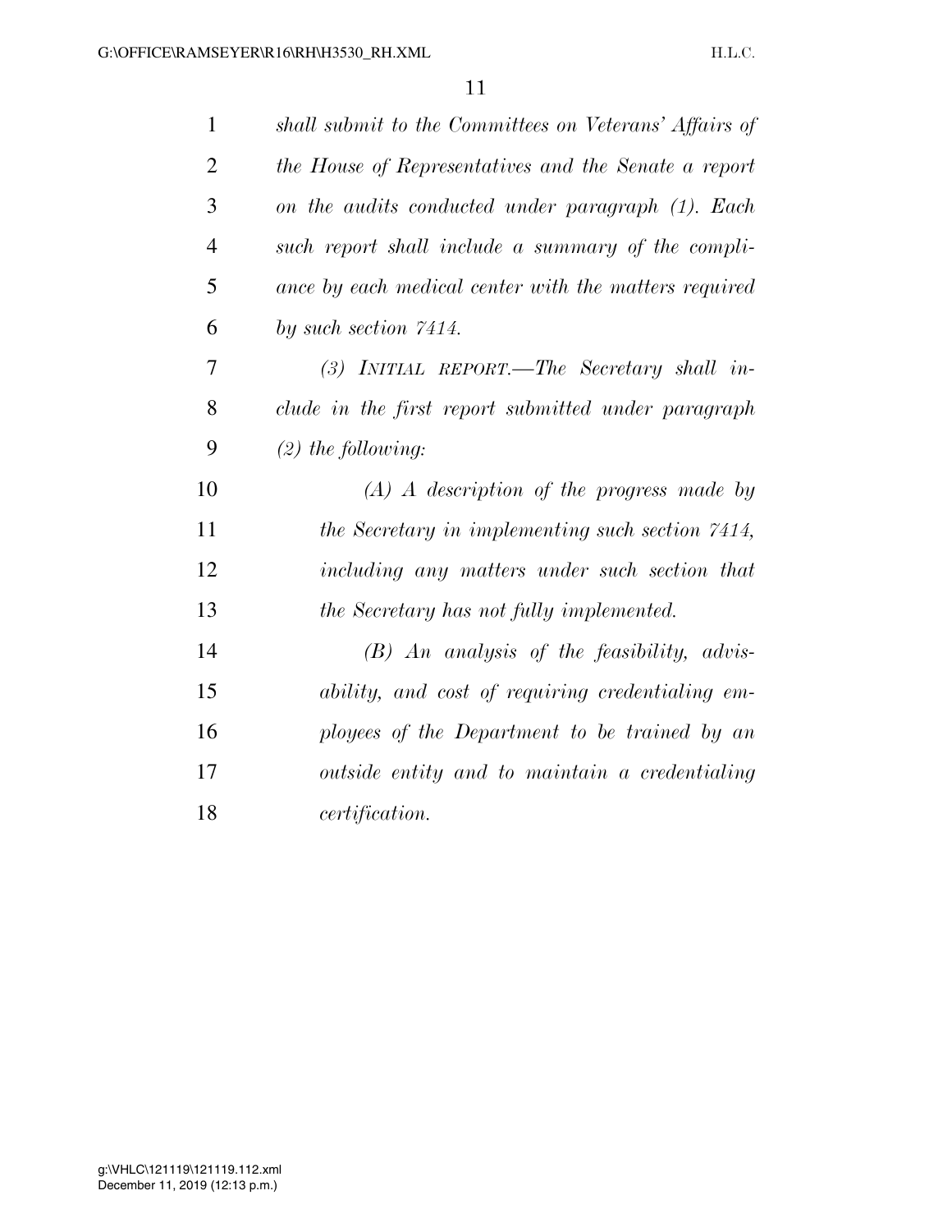*shall submit to the Committees on Veterans' Affairs of the House of Representatives and the Senate a report on the audits conducted under paragraph (1). Each such report shall include a summary of the compliance by each medical center with the matters required by such section 7414.*

*(3) INITIAL REPORT.—The Secretary shall include in the first report submitted under paragraph (2) the following:*

*(A) A description of the progress made by the Secretary in implementing such section 7414, including any matters under such section that the Secretary has not fully implemented.*

*(B) An analysis of the feasibility, advisability, and cost of requiring credentialing employees of the Department to be trained by an outside entity and to maintain a credentialing certification.*